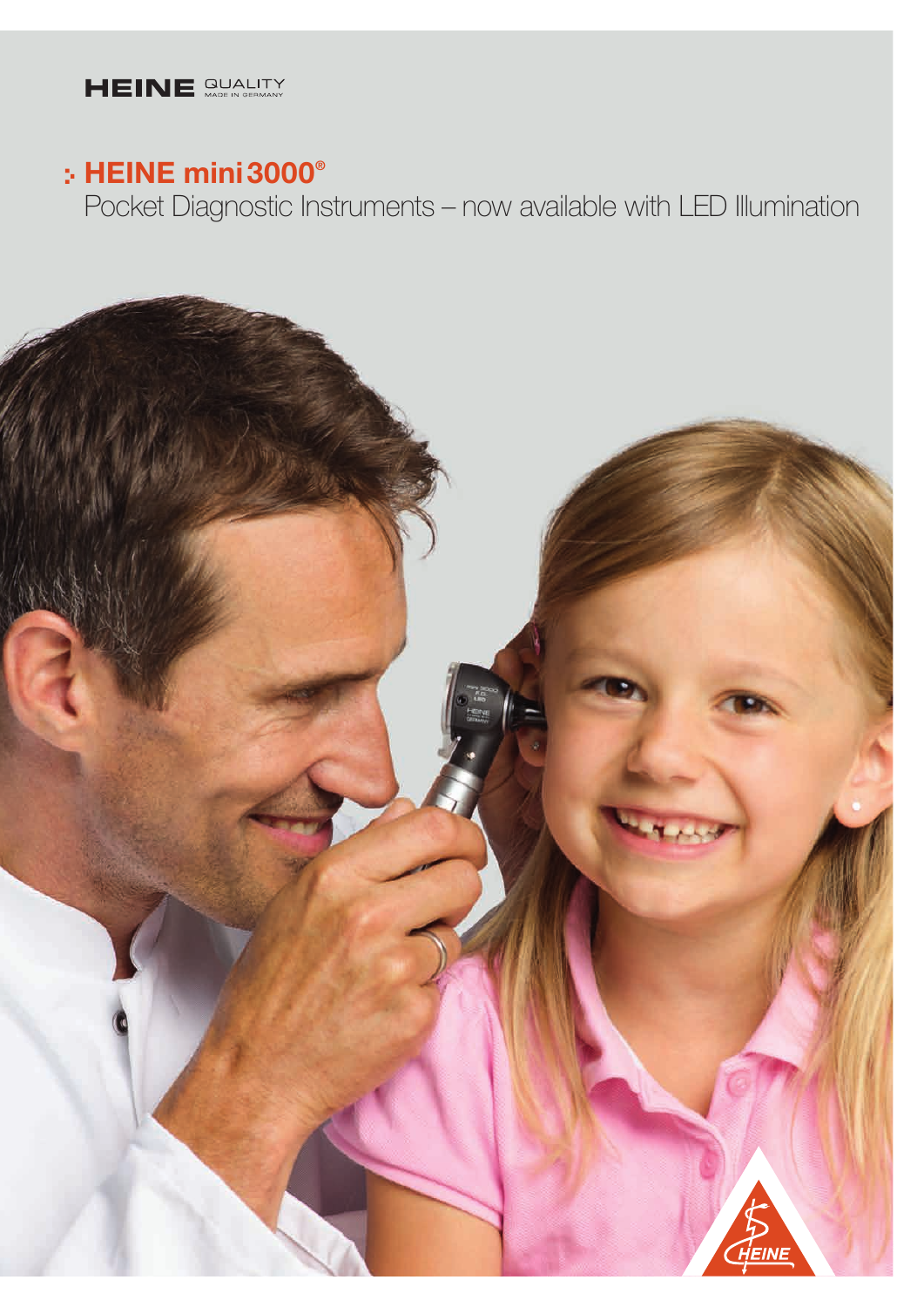HEINE QUALITY MADE IN GERMANY

# HEINE mini 3000®

Pocket Diagnostic Instruments – now available with LED Illumination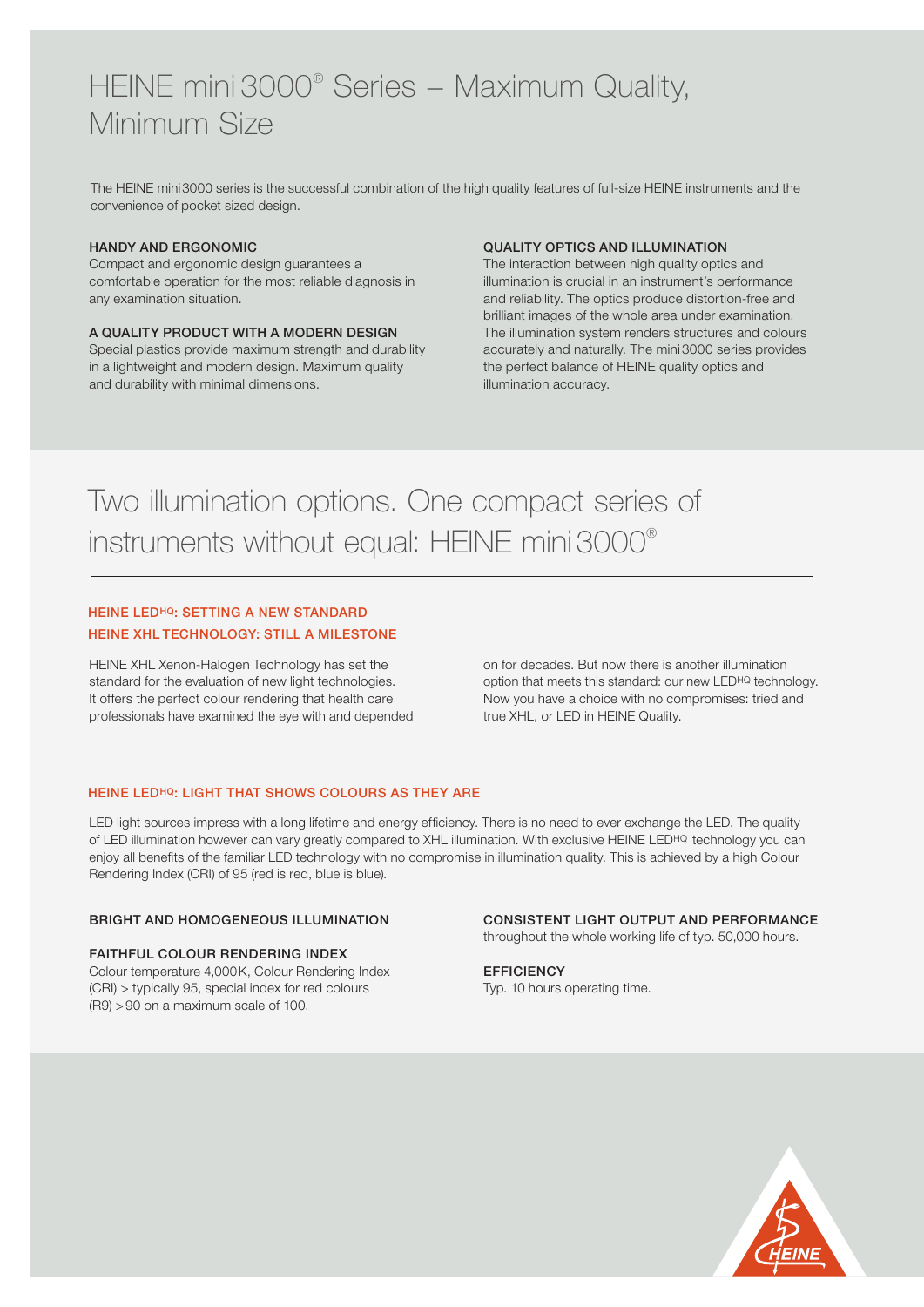# HEINE mini 3000® Series – Maximum Quality, Minimum Size

The HEINE mini 3000 series is the successful combination of the high quality features of full-size HEINE instruments and the convenience of pocket sized design.

### HANDY AND ERGONOMIC

Compact and ergonomic design guarantees a comfortable operation for the most reliable diagnosis in any examination situation.

### A QUALITY PRODUCT WITH A MODERN DESIGN

Special plastics provide maximum strength and durability in a lightweight and modern design. Maximum quality and durability with minimal dimensions.

### QUALITY OPTICS AND ILLUMINATION

The interaction between high quality optics and illumination is crucial in an instrument's performance and reliability. The optics produce distortion-free and brilliant images of the whole area under examination. The illumination system renders structures and colours accurately and naturally. The mini 3000 series provides the perfect balance of HEINE quality optics and illumination accuracy.

# Two illumination options. One compact series of instruments without equal: HEINE mini 3000®

### HEINE LED^HQ: SETTING A NEW STANDARD
### HEINE XHL TECHNOLOGY: STILL A MILESTONE

HEINE XHL Xenon-Halogen Technology has set the standard for the evaluation of new light technologies. It offers the perfect colour rendering that health care professionals have examined the eye with and depended on for decades. But now there is another illumination option that meets this standard: our new LED^HQ technology. Now you have a choice with no compromises: tried and true XHL, or LED in HEINE Quality.

### HEINE LED^HQ: LIGHT THAT SHOWS COLOURS AS THEY ARE

LED light sources impress with a long lifetime and energy efficiency. There is no need to ever exchange the LED. The quality of LED illumination however can vary greatly compared to XHL illumination. With exclusive HEINE LED^HQ technology you can enjoy all benefits of the familiar LED technology with no compromise in illumination quality. This is achieved by a high Colour Rendering Index (CRI) of 95 (red is red, blue is blue).

### BRIGHT AND HOMOGENEOUS ILLUMINATION

### FAITHFUL COLOUR RENDERING INDEX

Colour temperature 4,000 K, Colour Rendering Index (CRI) > typically 95, special index for red colours (R9) > 90 on a maximum scale of 100.

### CONSISTENT LIGHT OUTPUT AND PERFORMANCE

throughout the whole working life of typ. 50,000 hours.

### EFFICIENCY

Typ. 10 hours operating time.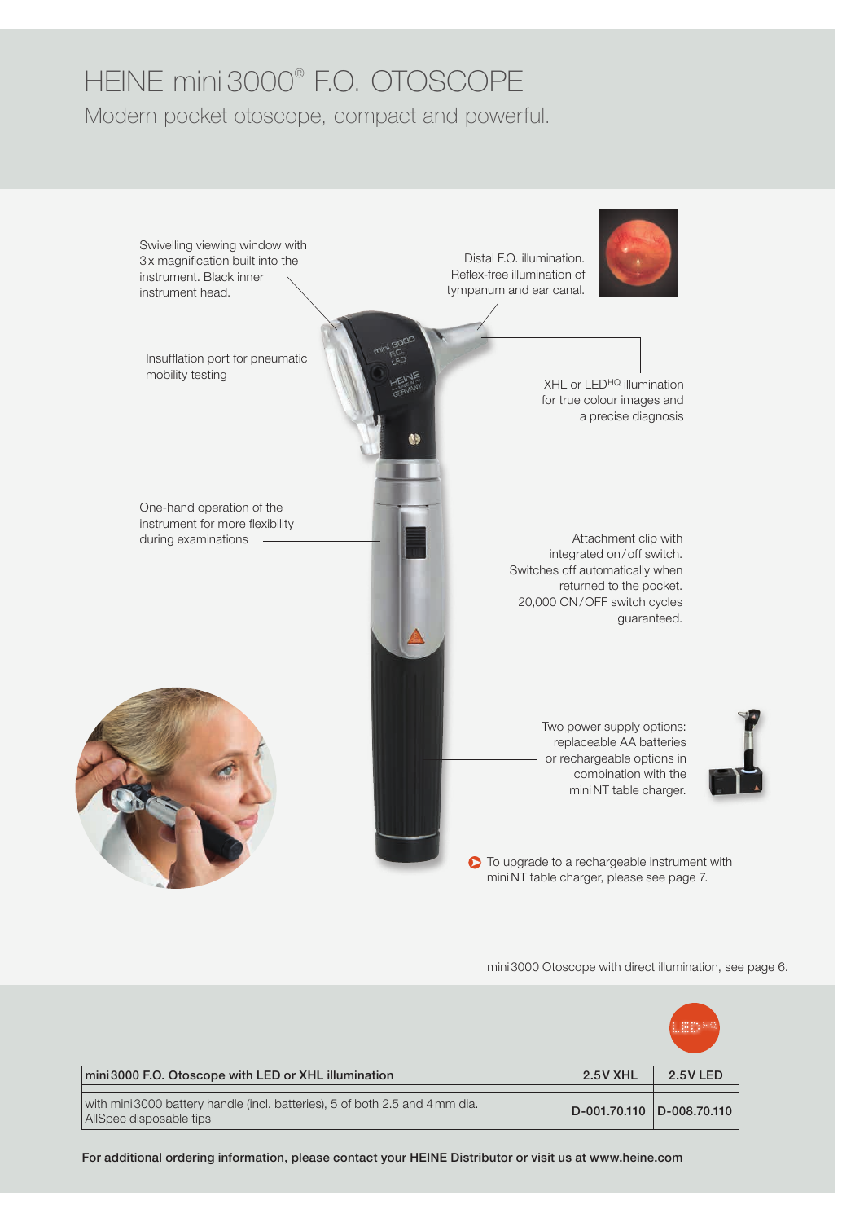# HEINE mini 3000® F.O. OTOSCOPE

## Modern pocket otoscope, compact and powerful.

Swivelling viewing window with 3x magnification built into the instrument. Black inner instrument head.

Distal F.O. illumination. Reflex-free illumination of tympanum and ear canal.

Insufflation port for pneumatic mobility testing

XHL or LED[HQ] illumination for true colour images and a precise diagnosis

One-hand operation of the instrument for more flexibility during examinations

Attachment clip with integrated on/off switch. Switches off automatically when returned to the pocket. 20,000 ON/OFF switch cycles guaranteed.

Two power supply options: replaceable AA batteries or rechargeable options in combination with the mini NT table charger.

To upgrade to a rechargeable instrument with mini NT table charger, please see page 7.

mini 3000 Otoscope with direct illumination, see page 6.

| mini 3000 F.O. Otoscope with LED or XHL illumination | 2.5V XHL | 2.5V LED |
|---|---|---|
| with mini 3000 battery handle (incl. batteries), 5 of both 2.5 and 4 mm dia. AllSpec disposable tips | D-001.70.110 | D-008.70.110 |

**For additional ordering information, please contact your HEINE Distributor or visit us at www.heine.com**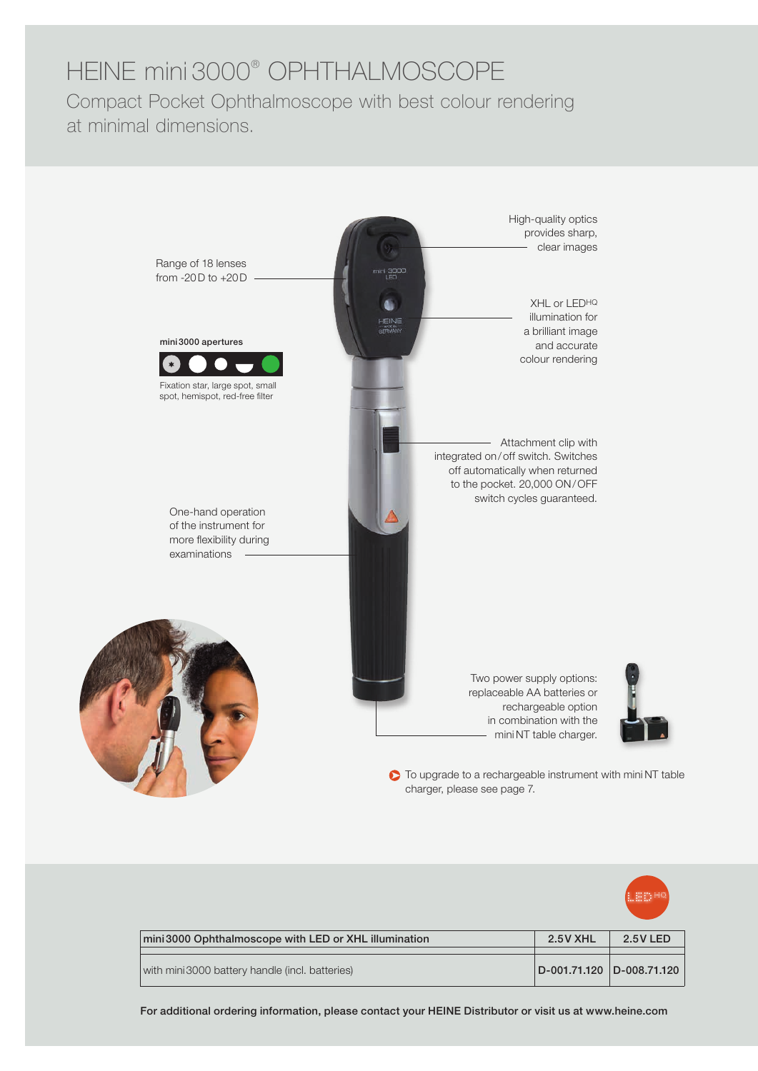# HEINE mini 3000® OPHTHALMOSCOPE

## Compact Pocket Ophthalmoscope with best colour rendering at minimal dimensions.

High-quality optics provides sharp, clear images

Range of 18 lenses from -20 D to +20 D

XHL or LEDHQ illumination for a brilliant image and accurate colour rendering

**mini 3000 apertures**

Fixation star, large spot, small spot, hemispot, red-free filter

Attachment clip with integrated on / off switch. Switches off automatically when returned to the pocket. 20,000 ON / OFF switch cycles guaranteed.

One-hand operation of the instrument for more flexibility during examinations

Two power supply options: replaceable AA batteries or rechargeable option in combination with the mini NT table charger.

To upgrade to a rechargeable instrument with mini NT table charger, please see page 7.

| mini 3000 Ophthalmoscope with LED or XHL illumination | 2.5 V XHL | 2.5 V LED |
| --- | --- | --- |
| with mini 3000 battery handle (incl. batteries) | D-001.71.120 | D-008.71.120 |

**For additional ordering information, please contact your HEINE Distributor or visit us at www.heine.com**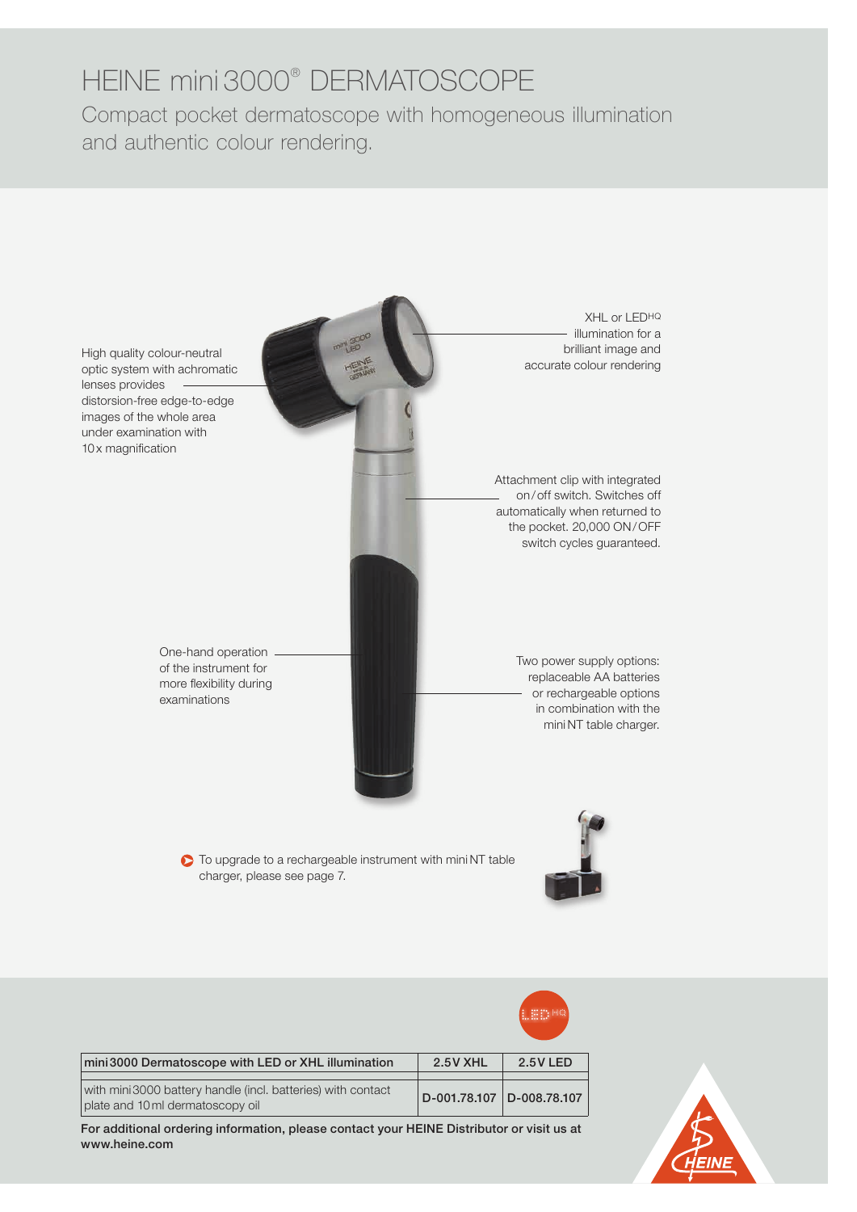# HEINE mini 3000® DERMATOSCOPE

Compact pocket dermatoscope with homogeneous illumination and authentic colour rendering.

High quality colour-neutral optic system with achromatic lenses provides distorsion-free edge-to-edge images of the whole area under examination with 10x magnification

XHL or LEDHQ illumination for a brilliant image and accurate colour rendering

Attachment clip with integrated on/off switch. Switches off automatically when returned to the pocket. 20,000 ON/OFF switch cycles guaranteed.

One-hand operation of the instrument for more flexibility during examinations

Two power supply options: replaceable AA batteries or rechargeable options in combination with the mini NT table charger.

To upgrade to a rechargeable instrument with mini NT table charger, please see page 7.

| mini 3000 Dermatoscope with LED or XHL illumination | 2.5 V XHL | 2.5 V LED |
| --- | --- | --- |
| with mini 3000 battery handle (incl. batteries) with contact plate and 10 ml dermatoscopy oil | D-001.78.107 | D-008.78.107 |

**For additional ordering information, please contact your HEINE Distributor or visit us at www.heine.com**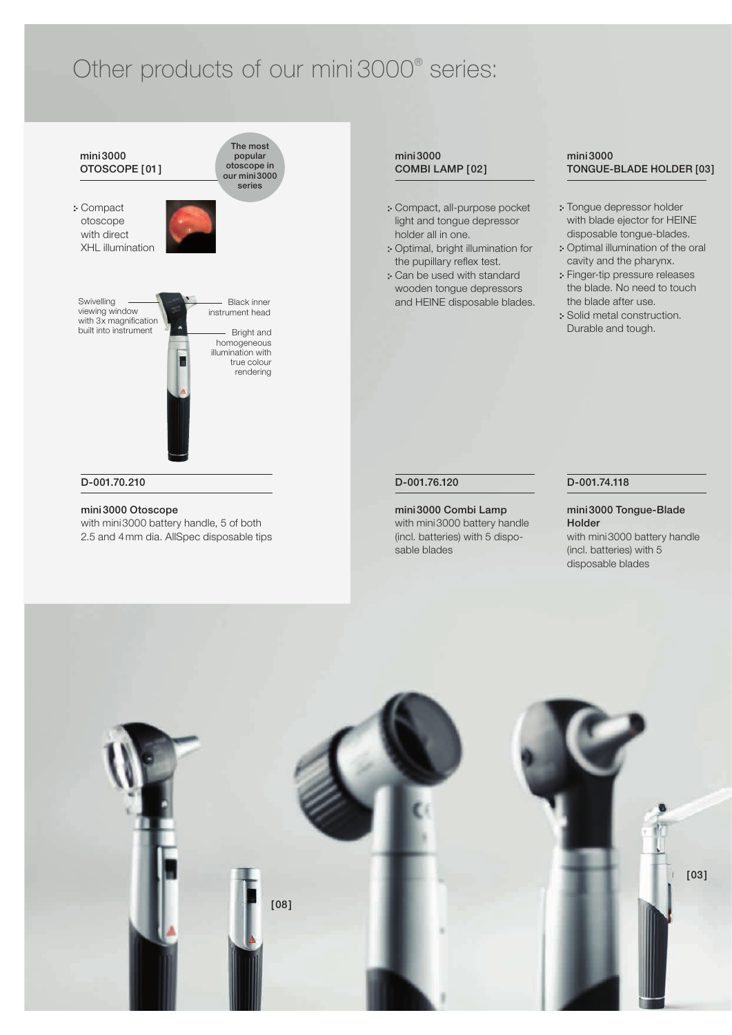# Other products of our mini 3000® series:

## mini 3000 OTOSCOPE [01]

The most popular otoscope in our mini 3000 series

- Compact otoscope with direct XHL illumination

Swivelling viewing window with 3x magnification built into instrument

Black inner instrument head

Bright and homogeneous illumination with true colour rendering

**D-001.70.210**

**mini 3000 Otoscope**
with mini 3000 battery handle, 5 of both 2.5 and 4 mm dia. AllSpec disposable tips

## mini 3000 COMBI LAMP [02]

- Compact, all-purpose pocket light and tongue depressor holder all in one.
- Optimal, bright illumination for the pupillary reflex test.
- Can be used with standard wooden tongue depressors and HEINE disposable blades.

**D-001.76.120**

**mini 3000 Combi Lamp**
with mini 3000 battery handle (incl. batteries) with 5 disposable blades

## mini 3000 TONGUE-BLADE HOLDER [03]

- Tongue depressor holder with blade ejector for HEINE disposable tongue-blades.
- Optimal illumination of the oral cavity and the pharynx.
- Finger-tip pressure releases the blade. No need to touch the blade after use.
- Solid metal construction. Durable and tough.

**D-001.74.118**

**mini 3000 Tongue-Blade Holder**
with mini 3000 battery handle (incl. batteries) with 5 disposable blades

[08]

[03]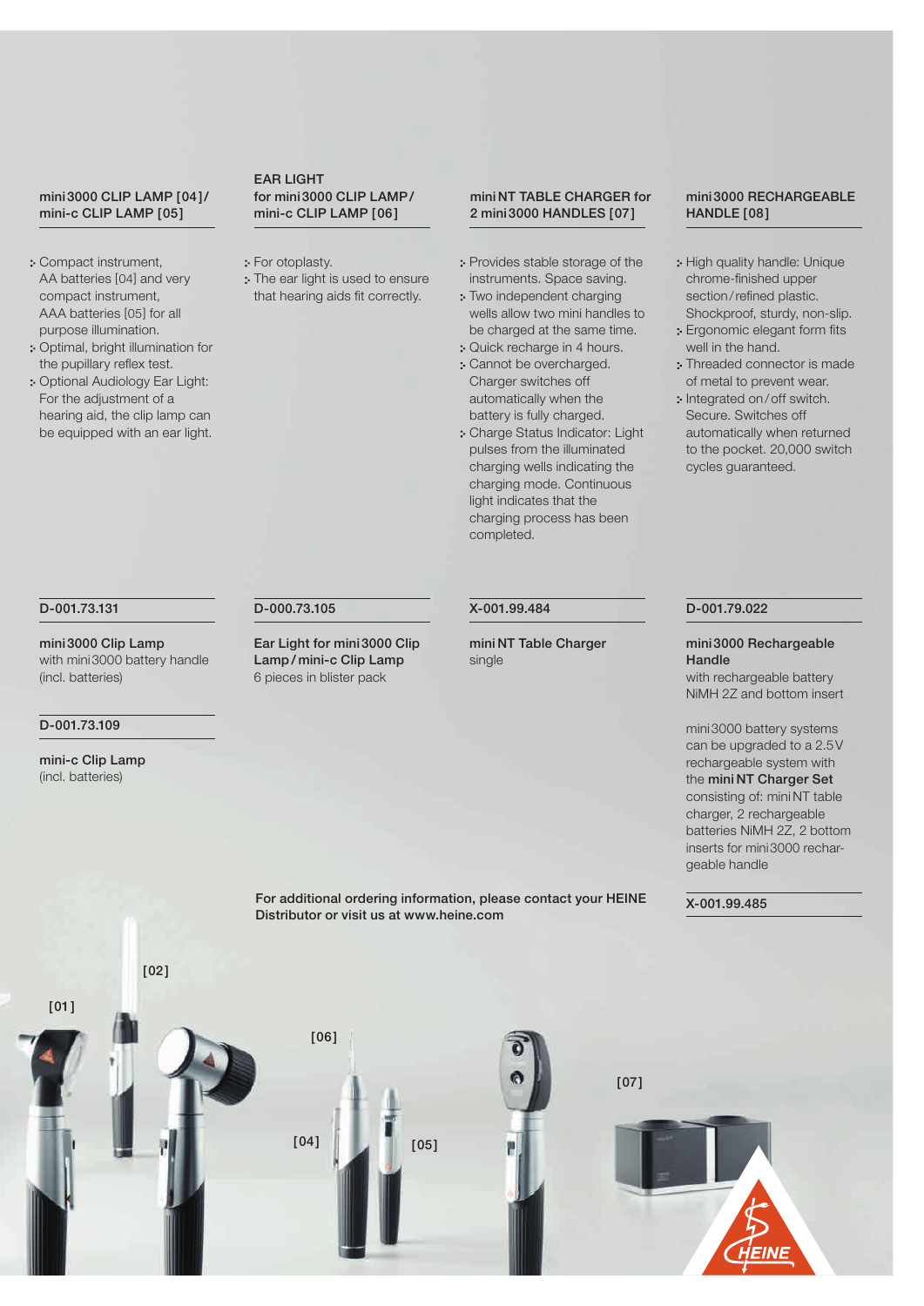## mini 3000 CLIP LAMP [04] / mini-c CLIP LAMP [05]

- Compact instrument, AA batteries [04] and very compact instrument, AAA batteries [05] for all purpose illumination.
- Optimal, bright illumination for the pupillary reflex test.
- Optional Audiology Ear Light: For the adjustment of a hearing aid, the clip lamp can be equipped with an ear light.

D-001.73.131

**mini 3000 Clip Lamp**
with mini 3000 battery handle (incl. batteries)

D-001.73.109

**mini-c Clip Lamp**
(incl. batteries)

## EAR LIGHT for mini 3000 CLIP LAMP / mini-c CLIP LAMP [06]

- For otoplasty.
- The ear light is used to ensure that hearing aids fit correctly.

D-000.73.105

**Ear Light for mini 3000 Clip Lamp / mini-c Clip Lamp**
6 pieces in blister pack

## mini NT TABLE CHARGER for 2 mini 3000 HANDLES [07]

- Provides stable storage of the instruments. Space saving.
- Two independent charging wells allow two mini handles to be charged at the same time.
- Quick recharge in 4 hours.
- Cannot be overcharged. Charger switches off automatically when the battery is fully charged.
- Charge Status Indicator: Light pulses from the illuminated charging wells indicating the charging mode. Continuous light indicates that the charging process has been completed.

X-001.99.484

**mini NT Table Charger**
single

## mini 3000 RECHARGEABLE HANDLE [08]

- High quality handle: Unique chrome-finished upper section / refined plastic. Shockproof, sturdy, non-slip.
- Ergonomic elegant form fits well in the hand.
- Threaded connector is made of metal to prevent wear.
- Integrated on / off switch. Secure. Switches off automatically when returned to the pocket. 20,000 switch cycles guaranteed.

D-001.79.022

**mini 3000 Rechargeable Handle**
with rechargeable battery NiMH 2Z and bottom insert

mini 3000 battery systems can be upgraded to a 2.5V rechargeable system with the **mini NT Charger Set** consisting of: mini NT table charger, 2 rechargeable batteries NiMH 2Z, 2 bottom inserts for mini 3000 rechargeable handle

X-001.99.485

**For additional ordering information, please contact your HEINE Distributor or visit us at www.heine.com**

[01] [02] [06] [04] [05] [07]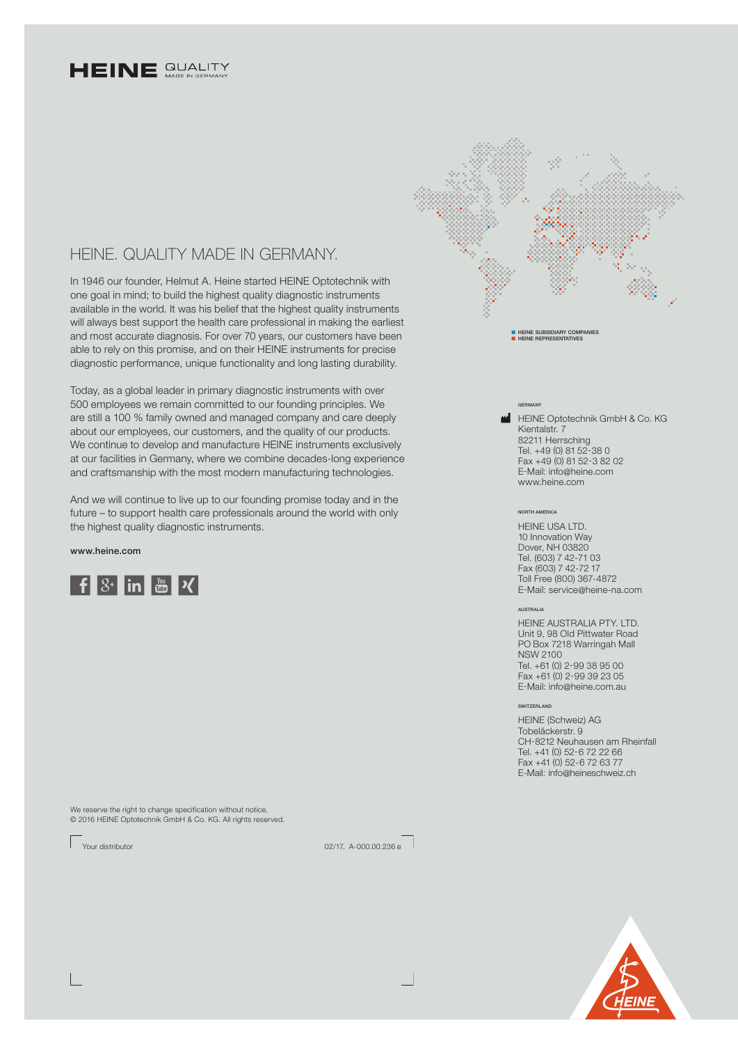HEINE QUALITY MADE IN GERMANY

# HEINE. QUALITY MADE IN GERMANY.

In 1946 our founder, Helmut A. Heine started HEINE Optotechnik with one goal in mind; to build the highest quality diagnostic instruments available in the world. It was his belief that the highest quality instruments will always best support the health care professional in making the earliest and most accurate diagnosis. For over 70 years, our customers have been able to rely on this promise, and on their HEINE instruments for precise diagnostic performance, unique functionality and long lasting durability.

Today, as a global leader in primary diagnostic instruments with over 500 employees we remain committed to our founding principles. We are still a 100 % family owned and managed company and care deeply about our employees, our customers, and the quality of our products. We continue to develop and manufacture HEINE instruments exclusively at our facilities in Germany, where we combine decades-long experience and craftsmanship with the most modern manufacturing technologies.

And we will continue to live up to our founding promise today and in the future – to support health care professionals around the world with only the highest quality diagnostic instruments.

**www.heine.com**

HEINE SUBSIDIARY COMPANIES
HEINE REPRESENTATIVES

GERMANY

HEINE Optotechnik GmbH & Co. KG
Kientalstr. 7
82211 Herrsching
Tel. +49 (0) 81 52-38 0
Fax +49 (0) 81 52-3 82 02
E-Mail: info@heine.com
www.heine.com

NORTH AMERICA

HEINE USA LTD.
10 Innovation Way
Dover, NH 03820
Tel. (603) 7 42-71 03
Fax (603) 7 42-72 17
Toll Free (800) 367-4872
E-Mail: service@heine-na.com

AUSTRALIA

HEINE AUSTRALIA PTY. LTD.
Unit 9, 98 Old Pittwater Road
PO Box 7218 Warringah Mall
NSW 2100
Tel. +61 (0) 2-99 38 95 00
Fax +61 (0) 2-99 39 23 05
E-Mail: info@heine.com.au

SWITZERLAND

HEINE (Schweiz) AG
Tobeläckerstr. 9
CH-8212 Neuhausen am Rheinfall
Tel. +41 (0) 52-6 72 22 66
Fax +41 (0) 52-6 72 63 77
E-Mail: info@heineschweiz.ch

We reserve the right to change specification without notice.
© 2016 HEINE Optotechnik GmbH & Co. KG. All rights reserved.

Your distributor

02/17. A-000.00.236 e